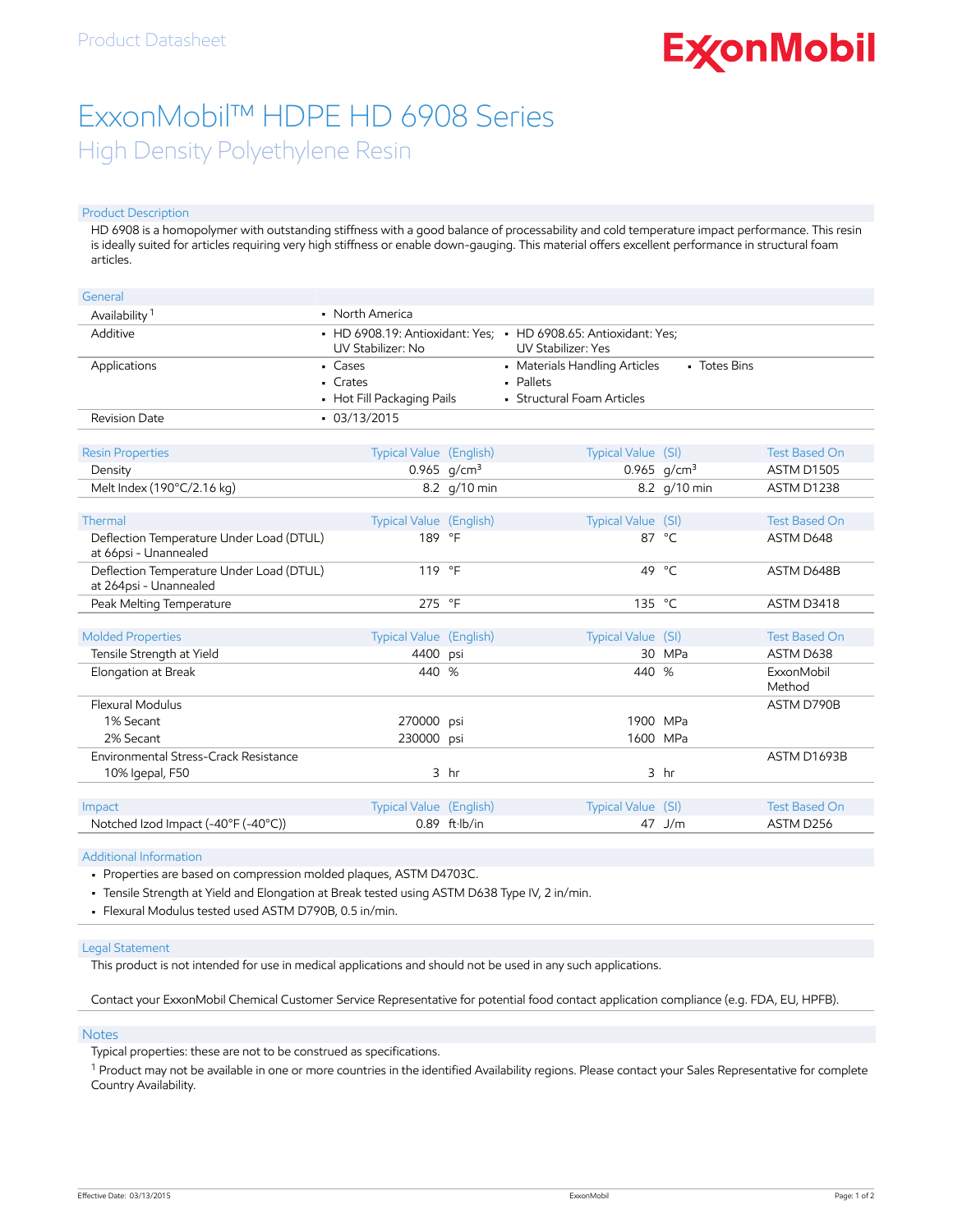Product Datasheet

# ExxonMobil™ HDPE HD 6908 Series

## High Density Polyethylene Resin

### Product Description

HD 6908 is a homopolymer with outstanding stiffness with a good balance of processability and cold temperature impact performance. This resin is ideally suited for articles requiring very high stiffness or enable down-gauging. This material offers excellent performance in structural foam articles.

### General

| | |
|---|---|
| Availability [1] | • North America |
| Additive | • HD 6908.19: Antioxidant: Yes; UV Stabilizer: No<br>• HD 6908.65: Antioxidant: Yes; UV Stabilizer: Yes |
| Applications | • Cases<br>• Crates<br>• Hot Fill Packaging Pails<br>• Materials Handling Articles<br>• Pallets<br>• Structural Foam Articles<br>• Totes Bins |
| Revision Date | • 03/13/2015 |

| Resin Properties | Typical Value (English) | | Typical Value (SI) | | Test Based On |
|---|---|---|---|---|---|
| Density | 0.965 | g/cm³ | 0.965 | g/cm³ | ASTM D1505 |
| Melt Index (190°C/2.16 kg) | 8.2 | g/10 min | 8.2 | g/10 min | ASTM D1238 |

| Thermal | Typical Value (English) | | Typical Value (SI) | | Test Based On |
|---|---|---|---|---|---|
| Deflection Temperature Under Load (DTUL) at 66psi - Unannealed | 189 | °F | 87 | °C | ASTM D648 |
| Deflection Temperature Under Load (DTUL) at 264psi - Unannealed | 119 | °F | 49 | °C | ASTM D648B |
| Peak Melting Temperature | 275 | °F | 135 | °C | ASTM D3418 |

| Molded Properties | Typical Value (English) | | Typical Value (SI) | | Test Based On |
|---|---|---|---|---|---|
| Tensile Strength at Yield | 4400 | psi | 30 | MPa | ASTM D638 |
| Elongation at Break | 440 | % | 440 | % | ExxonMobil Method |
| Flexural Modulus | | | | | ASTM D790B |
| 1% Secant | 270000 | psi | 1900 | MPa | |
| 2% Secant | 230000 | psi | 1600 | MPa | |
| Environmental Stress-Crack Resistance | | | | | ASTM D1693B |
| 10% Igepal, F50 | 3 | hr | 3 | hr | |

| Impact | Typical Value (English) | | Typical Value (SI) | | Test Based On |
|---|---|---|---|---|---|
| Notched Izod Impact (-40°F (-40°C)) | 0.89 | ft·lb/in | 47 | J/m | ASTM D256 |

### Additional Information

- Properties are based on compression molded plaques, ASTM D4703C.
- Tensile Strength at Yield and Elongation at Break tested using ASTM D638 Type IV, 2 in/min.
- Flexural Modulus tested used ASTM D790B, 0.5 in/min.

### Legal Statement

This product is not intended for use in medical applications and should not be used in any such applications.

Contact your ExxonMobil Chemical Customer Service Representative for potential food contact application compliance (e.g. FDA, EU, HPFB).

### Notes

Typical properties: these are not to be construed as specifications.

[1] Product may not be available in one or more countries in the identified Availability regions. Please contact your Sales Representative for complete Country Availability.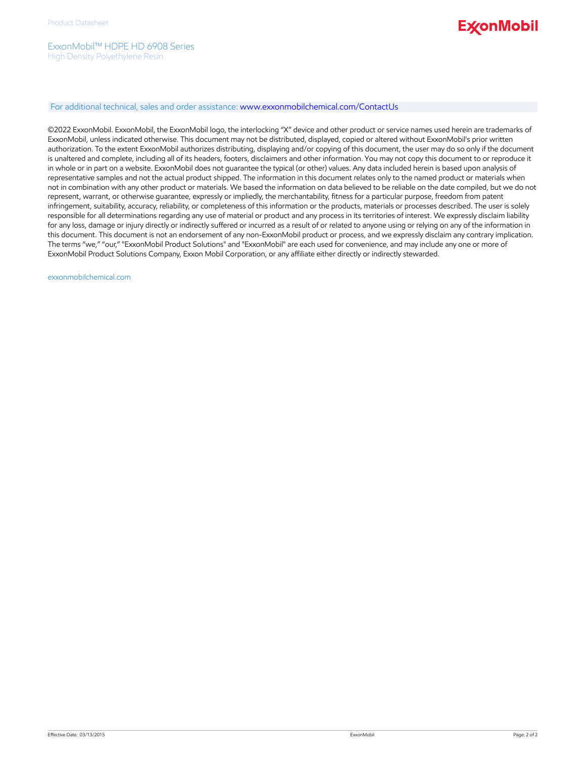For additional technical, sales and order assistance: www.exxonmobilchemical.com/ContactUs

©2022 ExxonMobil. ExxonMobil, the ExxonMobil logo, the interlocking "X" device and other product or service names used herein are trademarks of ExxonMobil, unless indicated otherwise. This document may not be distributed, displayed, copied or altered without ExxonMobil's prior written authorization. To the extent ExxonMobil authorizes distributing, displaying and/or copying of this document, the user may do so only if the document is unaltered and complete, including all of its headers, footers, disclaimers and other information. You may not copy this document to or reproduce it in whole or in part on a website. ExxonMobil does not guarantee the typical (or other) values. Any data included herein is based upon analysis of representative samples and not the actual product shipped. The information in this document relates only to the named product or materials when not in combination with any other product or materials. We based the information on data believed to be reliable on the date compiled, but we do not represent, warrant, or otherwise guarantee, expressly or impliedly, the merchantability, fitness for a particular purpose, freedom from patent infringement, suitability, accuracy, reliability, or completeness of this information or the products, materials or processes described. The user is solely responsible for all determinations regarding any use of material or product and any process in its territories of interest. We expressly disclaim liability for any loss, damage or injury directly or indirectly suffered or incurred as a result of or related to anyone using or relying on any of the information in this document. This document is not an endorsement of any non-ExxonMobil product or process, and we expressly disclaim any contrary implication. The terms "we," "our," "ExxonMobil Product Solutions" and "ExxonMobil" are each used for convenience, and may include any one or more of ExxonMobil Product Solutions Company, Exxon Mobil Corporation, or any affiliate either directly or indirectly stewarded.

exxonmobilchemical.com